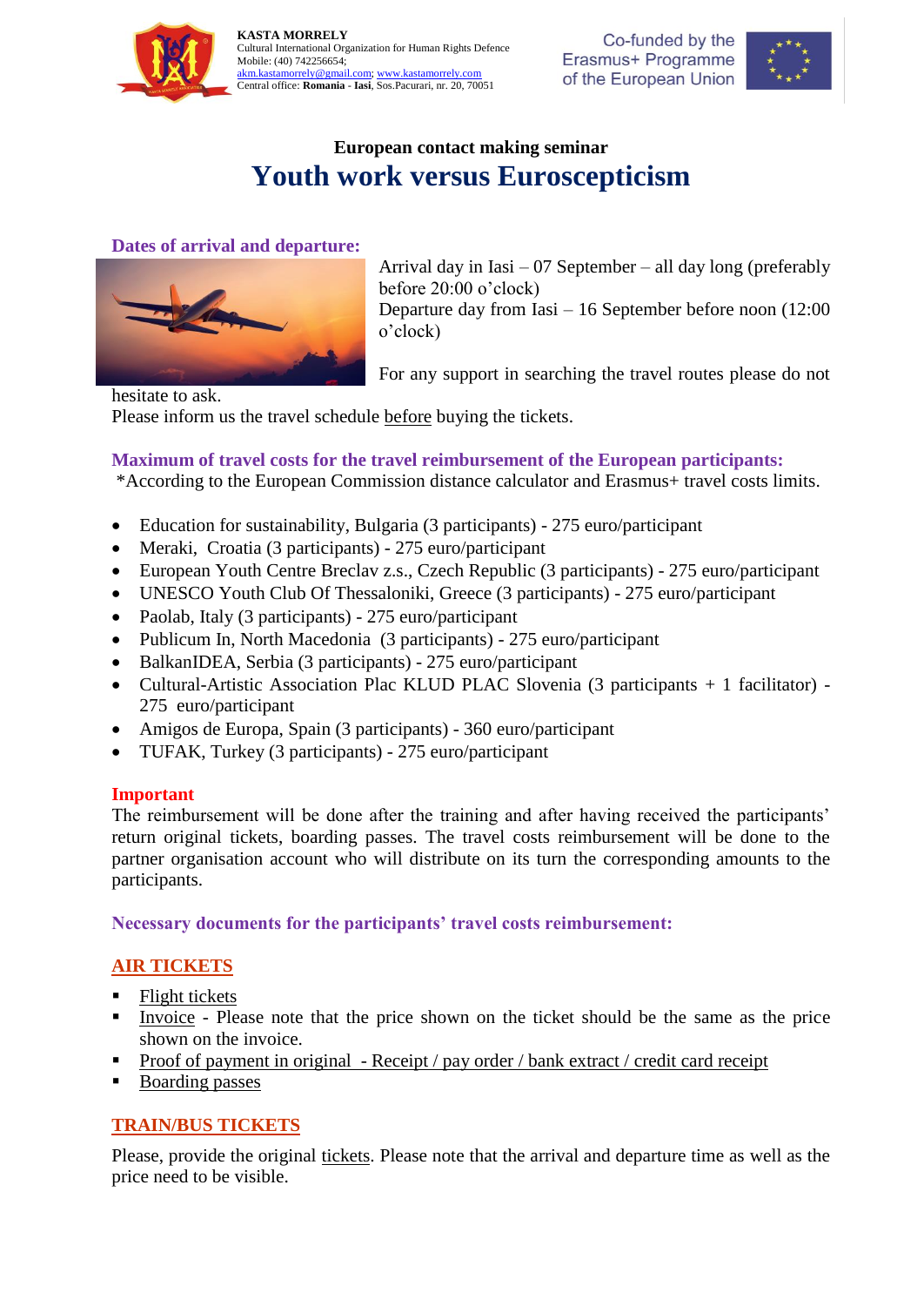**KASTA MORRELY**
Cultural International Organization for Human Rights Defence
Mobile: (40) 742256654;
akm.kastamorrely@gmail.com; www.kastamorrely.com
Central office: **Romania** - **Iasi**, Sos.Pacurari, nr. 20, 70051

Co-funded by the Erasmus+ Programme of the European Union

**European contact making seminar**

# Youth work versus Euroscepticism

## Dates of arrival and departure:

Arrival day in Iasi – 07 September – all day long (preferably before 20:00 o'clock)
Departure day from Iasi – 16 September before noon (12:00 o'clock)

For any support in searching the travel routes please do not hesitate to ask.
Please inform us the travel schedule before buying the tickets.

## Maximum of travel costs for the travel reimbursement of the European participants:

*According to the European Commission distance calculator and Erasmus+ travel costs limits.

- Education for sustainability, Bulgaria (3 participants) - 275 euro/participant
- Meraki, Croatia (3 participants) - 275 euro/participant
- European Youth Centre Breclav z.s., Czech Republic (3 participants) - 275 euro/participant
- UNESCO Youth Club Of Thessaloniki, Greece (3 participants) - 275 euro/participant
- Paolab, Italy (3 participants) - 275 euro/participant
- Publicum In, North Macedonia (3 participants) - 275 euro/participant
- BalkanIDEA, Serbia (3 participants) - 275 euro/participant
- Cultural-Artistic Association Plac KLUD PLAC Slovenia (3 participants + 1 facilitator) - 275 euro/participant
- Amigos de Europa, Spain (3 participants) - 360 euro/participant
- TUFAK, Turkey (3 participants) - 275 euro/participant

## Important

The reimbursement will be done after the training and after having received the participants' return original tickets, boarding passes. The travel costs reimbursement will be done to the partner organisation account who will distribute on its turn the corresponding amounts to the participants.

## Necessary documents for the participants' travel costs reimbursement:

### AIR TICKETS

- Flight tickets
- Invoice - Please note that the price shown on the ticket should be the same as the price shown on the invoice.
- Proof of payment in original - Receipt / pay order / bank extract / credit card receipt
- Boarding passes

### TRAIN/BUS TICKETS

Please, provide the original tickets. Please note that the arrival and departure time as well as the price need to be visible.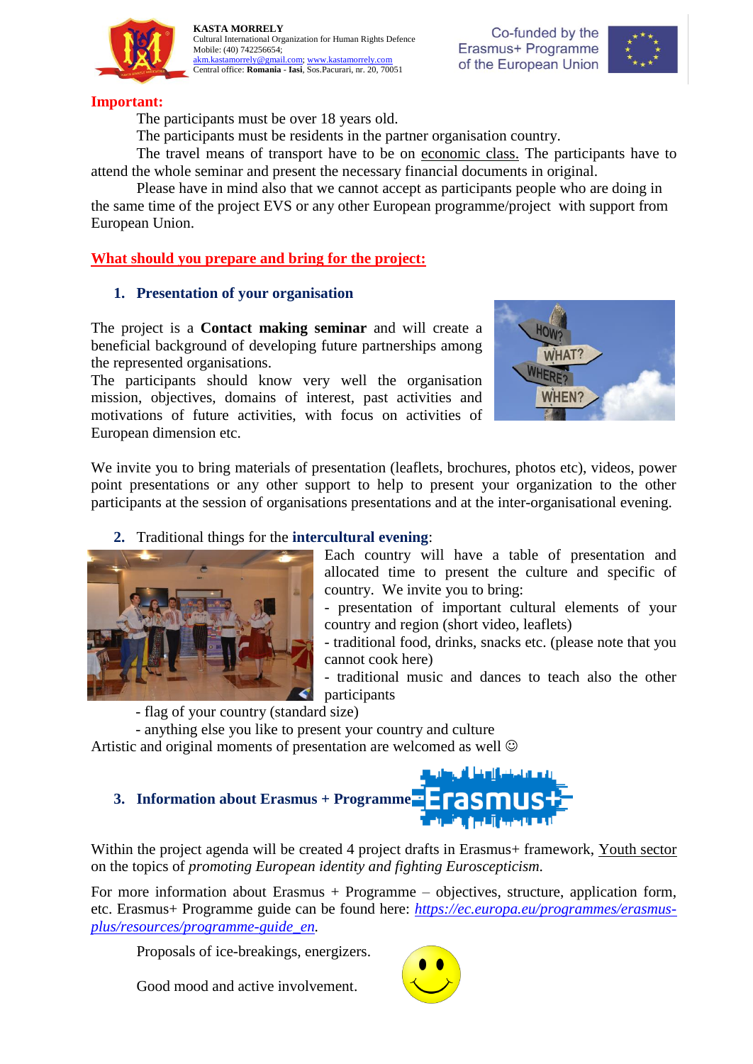**Important:**

The participants must be over 18 years old.

The participants must be residents in the partner organisation country.

The travel means of transport have to be on economic class. The participants have to attend the whole seminar and present the necessary financial documents in original.

Please have in mind also that we cannot accept as participants people who are doing in the same time of the project EVS or any other European programme/project with support from European Union.

## What should you prepare and bring for the project:

### 1. Presentation of your organisation

The project is a **Contact making seminar** and will create a beneficial background of developing future partnerships among the represented organisations.

The participants should know very well the organisation mission, objectives, domains of interest, past activities and motivations of future activities, with focus on activities of European dimension etc.

We invite you to bring materials of presentation (leaflets, brochures, photos etc), videos, power point presentations or any other support to help to present your organization to the other participants at the session of organisations presentations and at the inter-organisational evening.

### 2. Traditional things for the **intercultural evening**:

Each country will have a table of presentation and allocated time to present the culture and specific of country. We invite you to bring:

- presentation of important cultural elements of your country and region (short video, leaflets)
- traditional food, drinks, snacks etc. (please note that you cannot cook here)
- traditional music and dances to teach also the other participants
- flag of your country (standard size)
- anything else you like to present your country and culture

Artistic and original moments of presentation are welcomed as well ☺

### 3. Information about Erasmus + Programme

Within the project agenda will be created 4 project drafts in Erasmus+ framework, Youth sector on the topics of *promoting European identity and fighting Euroscepticism.*

For more information about Erasmus + Programme – objectives, structure, application form, etc. Erasmus+ Programme guide can be found here: *https://ec.europa.eu/programmes/erasmus-plus/resources/programme-guide_en.*

Proposals of ice-breakings, energizers.

Good mood and active involvement.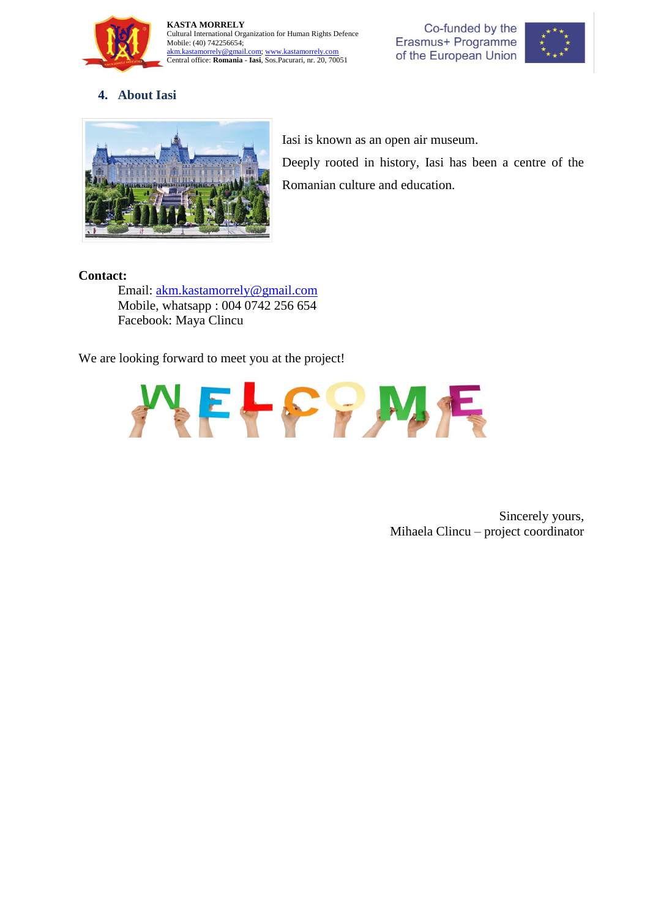## 4. About Iasi

Iasi is known as an open air museum.

Deeply rooted in history, Iasi has been a centre of the Romanian culture and education.

**Contact:**

Email: akm.kastamorrely@gmail.com
Mobile, whatsapp : 004 0742 256 654
Facebook: Maya Clincu

We are looking forward to meet you at the project!

Sincerely yours,
Mihaela Clincu – project coordinator